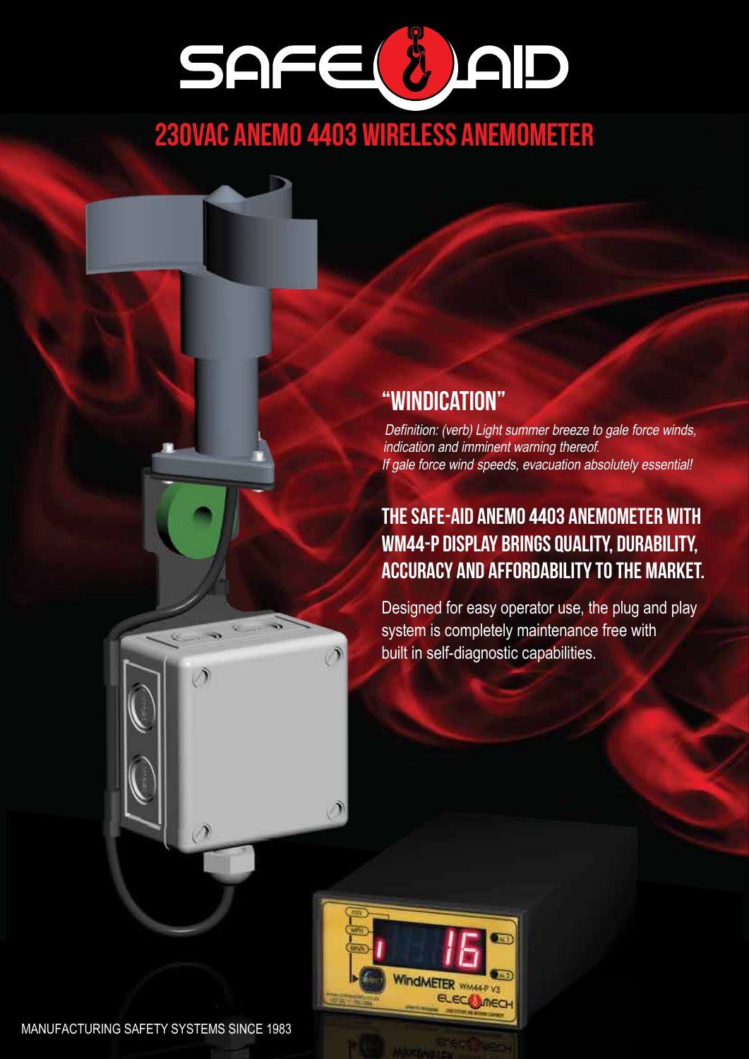# SAFE AID

## 230VAC ANEMO 4403 WIRELESS ANEMOMETER

### "WINDICATION"

*Definition: (verb) Light summer breeze to gale force winds, indication and imminent warning thereof.*
*If gale force wind speeds, evacuation absolutely essential!*

### THE SAFE-AID ANEMO 4403 ANEMOMETER WITH WM44-P DISPLAY BRINGS QUALITY, DURABILITY, ACCURACY AND AFFORDABILITY TO THE MARKET.

Designed for easy operator use, the plug and play system is completely maintenance free with built in self-diagnostic capabilities.

MANUFACTURING SAFETY SYSTEMS SINCE 1983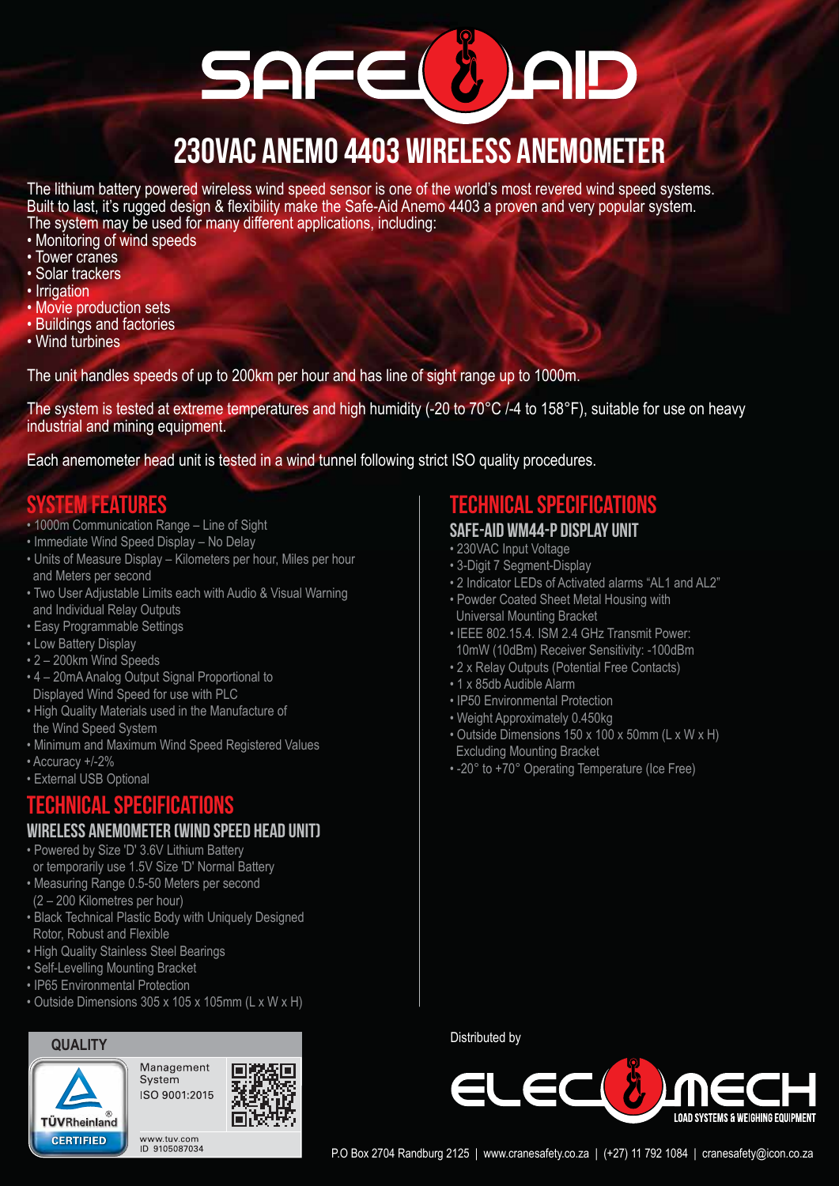# SAFE AID

## 230VAC ANEMO 4403 WIRELESS ANEMOMETER

The lithium battery powered wireless wind speed sensor is one of the world's most revered wind speed systems. Built to last, it's rugged design & flexibility make the Safe-Aid Anemo 4403 a proven and very popular system. The system may be used for many different applications, including:

- Monitoring of wind speeds
- Tower cranes
- Solar trackers
- Irrigation
- Movie production sets
- Buildings and factories
- Wind turbines

The unit handles speeds of up to 200km per hour and has line of sight range up to 1000m.

The system is tested at extreme temperatures and high humidity (-20 to 70°C /-4 to 158°F), suitable for use on heavy industrial and mining equipment.

Each anemometer head unit is tested in a wind tunnel following strict ISO quality procedures.

## SYSTEM FEATURES

- 1000m Communication Range – Line of Sight
- Immediate Wind Speed Display – No Delay
- Units of Measure Display – Kilometers per hour, Miles per hour and Meters per second
- Two User Adjustable Limits each with Audio & Visual Warning and Individual Relay Outputs
- Easy Programmable Settings
- Low Battery Display
- 2 – 200km Wind Speeds
- 4 – 20mA Analog Output Signal Proportional to Displayed Wind Speed for use with PLC
- High Quality Materials used in the Manufacture of the Wind Speed System
- Minimum and Maximum Wind Speed Registered Values
- Accuracy +/-2%
- External USB Optional

## TECHNICAL SPECIFICATIONS

### WIRELESS ANEMOMETER (WIND SPEED HEAD UNIT)

- Powered by Size 'D' 3.6V Lithium Battery or temporarily use 1.5V Size 'D' Normal Battery
- Measuring Range 0.5-50 Meters per second (2 – 200 Kilometres per hour)
- Black Technical Plastic Body with Uniquely Designed Rotor, Robust and Flexible
- High Quality Stainless Steel Bearings
- Self-Levelling Mounting Bracket
- IP65 Environmental Protection
- Outside Dimensions 305 x 105 x 105mm (L x W x H)

## TECHNICAL SPECIFICATIONS

### SAFE-AID WM44-P DISPLAY UNIT

- 230VAC Input Voltage
- 3-Digit 7 Segment-Display
- 2 Indicator LEDs of Activated alarms "AL1 and AL2"
- Powder Coated Sheet Metal Housing with Universal Mounting Bracket
- IEEE 802.15.4. ISM 2.4 GHz Transmit Power: 10mW (10dBm) Receiver Sensitivity: -100dBm
- 2 x Relay Outputs (Potential Free Contacts)
- 1 x 85db Audible Alarm
- IP50 Environmental Protection
- Weight Approximately 0.450kg
- Outside Dimensions 150 x 100 x 50mm (L x W x H) Excluding Mounting Bracket
- -20° to +70° Operating Temperature (Ice Free)

**QUALITY**

TÜVRheinland® CERTIFIED

Management System ISO 9001:2015

www.tuv.com
ID 9105087034

Distributed by

ELECMECH
LOAD SYSTEMS & WEIGHING EQUIPMENT

P.O Box 2704 Randburg 2125 | www.cranesafety.co.za | (+27) 11 792 1084 | cranesafety@icon.co.za